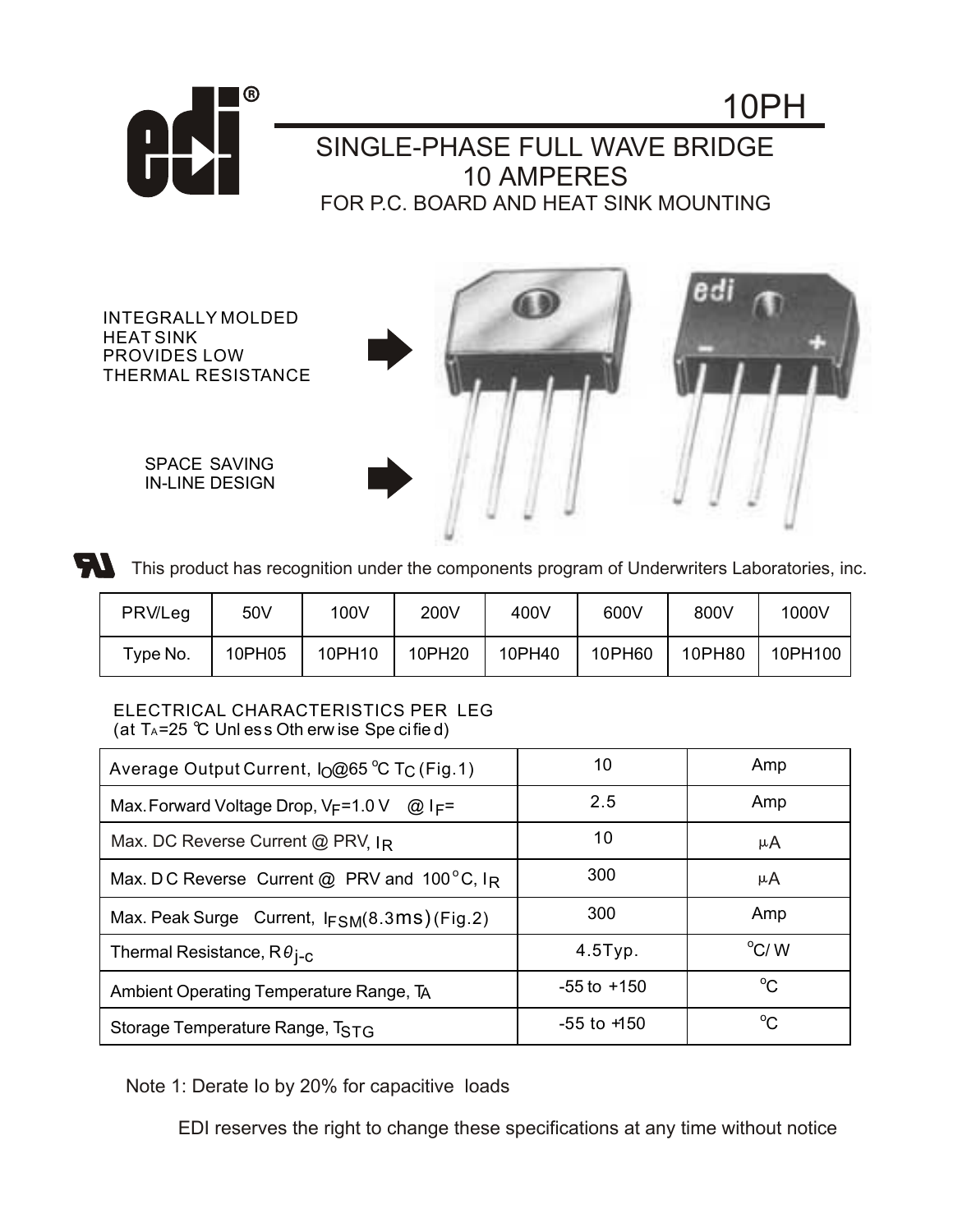# 10PH

## SINGLE-PHASE FULL WAVE BRIDGE
## 10 AMPERES
FOR P.C. BOARD AND HEAT SINK MOUNTING

INTEGRALLY MOLDED HEAT SINK PROVIDES LOW THERMAL RESISTANCE

SPACE SAVING IN-LINE DESIGN

This product has recognition under the components program of Underwriters Laboratories, inc.

| PRV/Leg | 50V | 100V | 200V | 400V | 600V | 800V | 1000V |
|---|---|---|---|---|---|---|---|
| Type No. | 10PH05 | 10PH10 | 10PH20 | 10PH40 | 10PH60 | 10PH80 | 10PH100 |

ELECTRICAL CHARACTERISTICS PER LEG
(at $T_A$=25 °C Unless Otherwise Specified)

| | | |
|---|---|---|
| Average Output Current, $I_O$@65 °C $T_C$ (Fig.1) | 10 | Amp |
| Max. Forward Voltage Drop, $V_F$=1.0 V @ $I_F$= | 2.5 | Amp |
| Max. DC Reverse Current @ PRV, $I_R$ | 10 | μA |
| Max. DC Reverse Current @ PRV and 100 °C, $I_R$ | 300 | μA |
| Max. Peak Surge Current, $I_{FSM}$(8.3ms) (Fig.2) | 300 | Amp |
| Thermal Resistance, $R\theta_{j-c}$ | 4.5Typ. | °C/ W |
| Ambient Operating Temperature Range, $T_A$ | -55 to +150 | °C |
| Storage Temperature Range, $T_{STG}$ | -55 to +150 | °C |

Note 1: Derate Io by 20% for capacitive loads

EDI reserves the right to change these specifications at any time without notice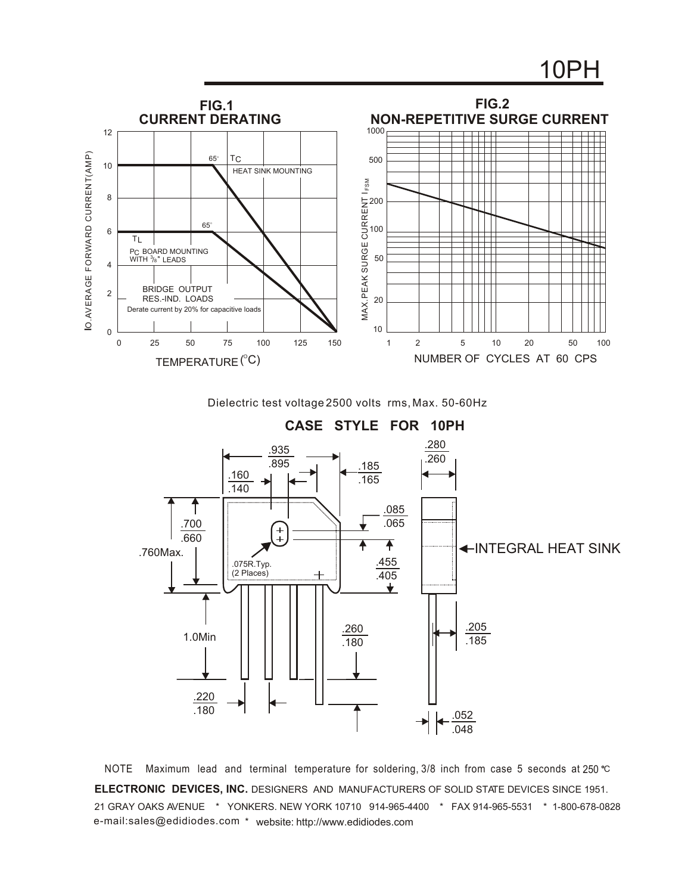# 10PH

## FIG.1 CURRENT DERATING

IO AVERAGE FORWARD CURRENT(AMP)

12
10
8
6
4
2
0

65° TC
HEAT SINK MOUNTING

65°
TL
PC BOARD MOUNTING WITH 3/8" LEADS

BRIDGE OUTPUT
RES.-IND. LOADS
Derate current by 20% for capacitive loads

0 25 50 75 100 125 150

TEMPERATURE (°C)

## FIG.2 NON-REPETITIVE SURGE CURRENT

MAX.PEAK SURGE CURRENT $I_{FSM}$

1000
500
200
100
50
20
10

1 2 5 10 20 50 100

NUMBER OF CYCLES AT 60 CPS

Dielectric test voltage 2500 volts rms, Max. 50-60Hz

## CASE STYLE FOR 10PH

.935
.895

.160
.140

.185
.165

.280
.260

.700
.660

.760Max.

.085
.065

.075R.Typ.
(2 Places)

.455
.405

INTEGRAL HEAT SINK

1.0Min

.260
.180

.205
.185

.220
.180

.052
.048

NOTE Maximum lead and terminal temperature for soldering, 3/8 inch from case 5 seconds at 250 °C

**ELECTRONIC DEVICES, INC.** DESIGNERS AND MANUFACTURERS OF SOLID STATE DEVICES SINCE 1951.

21 GRAY OAKS AVENUE * YONKERS. NEW YORK 10710 914-965-4400 * FAX 914-965-5531 * 1-800-678-0828

e-mail:sales@edidiodes.com * website: http://www.edidiodes.com